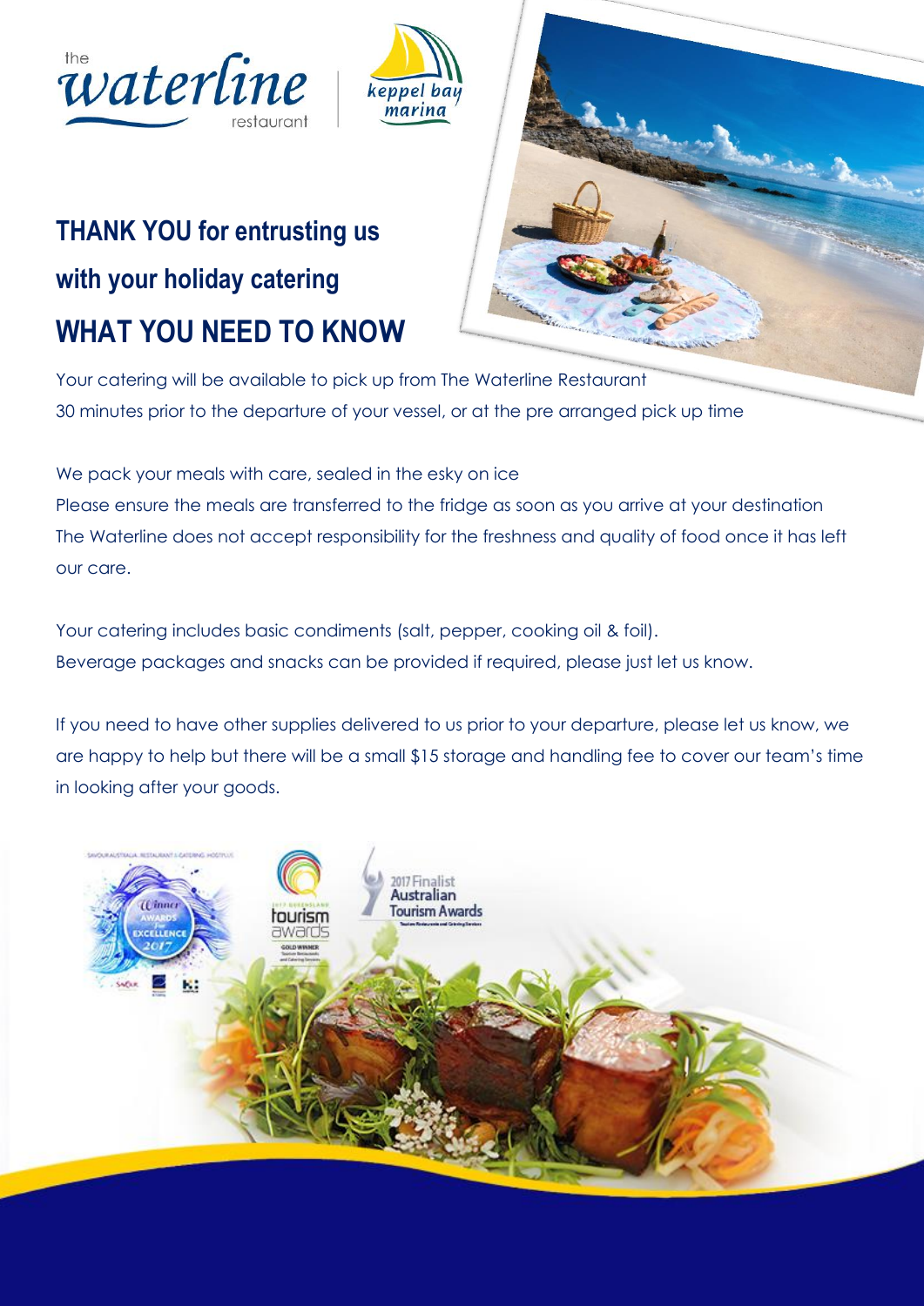# THANK YOU for entrusting us with your holiday catering

# WHAT YOU NEED TO KNOW

Your catering will be available to pick up from The Waterline Restaurant 30 minutes prior to the departure of your vessel, or at the pre arranged pick up time

We pack your meals with care, sealed in the esky on ice

Please ensure the meals are transferred to the fridge as soon as you arrive at your destination

The Waterline does not accept responsibility for the freshness and quality of food once it has left our care.

Your catering includes basic condiments (salt, pepper, cooking oil & foil).

Beverage packages and snacks can be provided if required, please just let us know.

If you need to have other supplies delivered to us prior to your departure, please let us know, we are happy to help but there will be a small $15 storage and handling fee to cover our team's time in looking after your goods.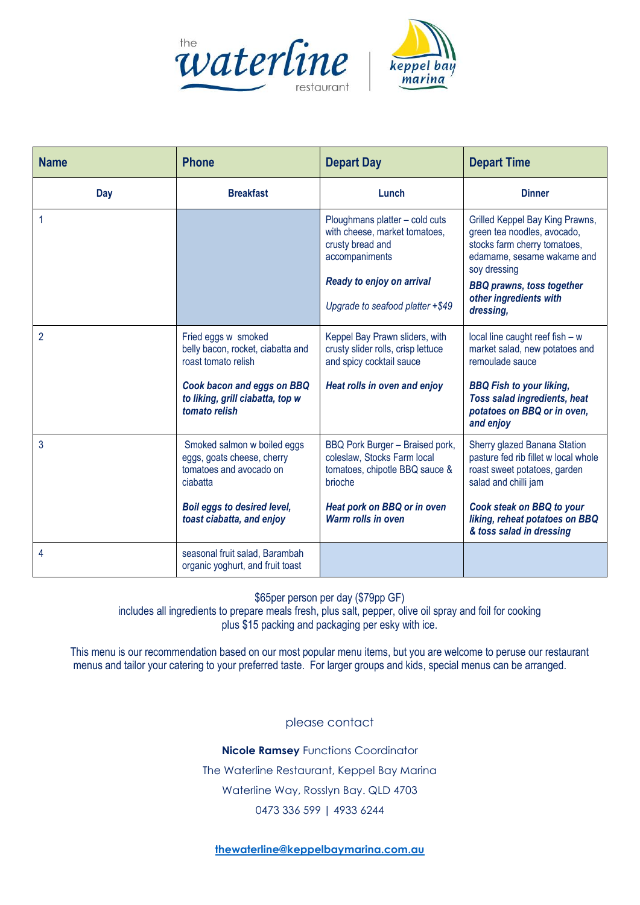| Name | Phone | Depart Day | Depart Time |
|---|---|---|---|
| **Day** | **Breakfast** | **Lunch** | **Dinner** |
| 1 | | Ploughmans platter – cold cuts with cheese, market tomatoes, crusty bread and accompaniments<br><br>***Ready to enjoy on arrival***<br><br>*Upgrade to seafood platter +$49* | Grilled Keppel Bay King Prawns, green tea noodles, avocado, stocks farm cherry tomatoes, edamame, sesame wakame and soy dressing<br><br>***BBQ prawns, toss together other ingredients with dressing,*** |
| 2 | Fried eggs w smoked belly bacon, rocket, ciabatta and roast tomato relish<br><br>***Cook bacon and eggs on BBQ to liking, grill ciabatta, top w tomato relish*** | Keppel Bay Prawn sliders, with crusty slider rolls, crisp lettuce and spicy cocktail sauce<br><br>***Heat rolls in oven and enjoy*** | local line caught reef fish – w market salad, new potatoes and remoulade sauce<br><br>***BBQ Fish to your liking, Toss salad ingredients, heat potatoes on BBQ or in oven, and enjoy*** |
| 3 | Smoked salmon w boiled eggs eggs, goats cheese, cherry tomatoes and avocado on ciabatta<br><br>***Boil eggs to desired level, toast ciabatta, and enjoy*** | BBQ Pork Burger – Braised pork, coleslaw, Stocks Farm local tomatoes, chipotle BBQ sauce & brioche<br><br>***Heat pork on BBQ or in oven Warm rolls in oven*** | Sherry glazed Banana Station pasture fed rib fillet w local whole roast sweet potatoes, garden salad and chilli jam<br><br>***Cook steak on BBQ to your liking, reheat potatoes on BBQ & toss salad in dressing*** |
| 4 | seasonal fruit salad, Barambah organic yoghurt, and fruit toast | | |

$65per person per day ($79pp GF)
includes all ingredients to prepare meals fresh, plus salt, pepper, olive oil spray and foil for cooking
plus $15 packing and packaging per esky with ice.

This menu is our recommendation based on our most popular menu items, but you are welcome to peruse our restaurant menus and tailor your catering to your preferred taste. For larger groups and kids, special menus can be arranged.

please contact

**Nicole Ramsey** Functions Coordinator
The Waterline Restaurant, Keppel Bay Marina
Waterline Way, Rosslyn Bay. QLD 4703
0473 336 599 | 4933 6244

thewaterline@keppelbaymarina.com.au